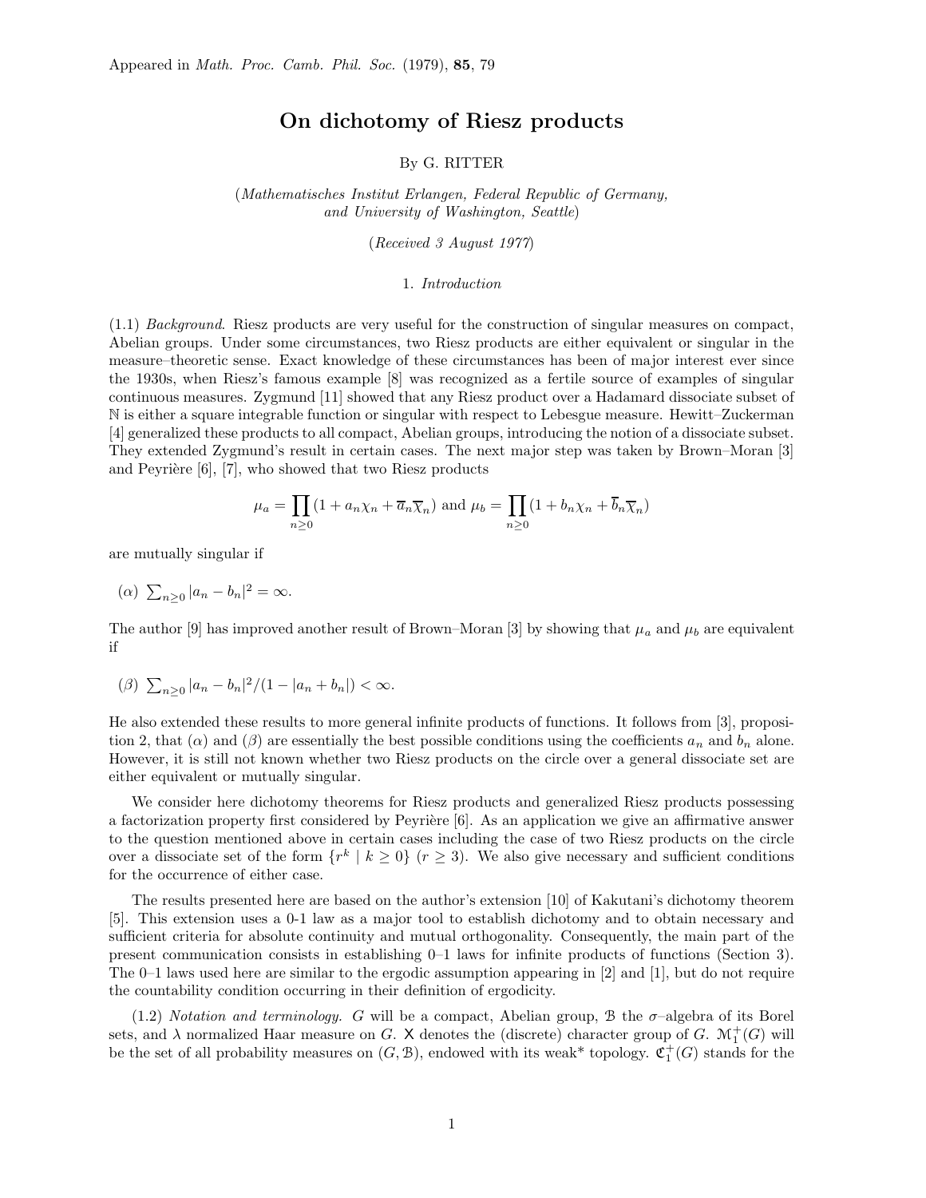Appeared in *Math. Proc. Camb. Phil. Soc.* (1979), **85**, 79

# On dichotomy of Riesz products

By G. RITTER

(*Mathematisches Institut Erlangen, Federal Republic of Germany, and University of Washington, Seattle*)

(*Received 3 August 1977*)

## 1. *Introduction*

(1.1) *Background*. Riesz products are very useful for the construction of singular measures on compact, Abelian groups. Under some circumstances, two Riesz products are either equivalent or singular in the measure–theoretic sense. Exact knowledge of these circumstances has been of major interest ever since the 1930s, when Riesz's famous example [8] was recognized as a fertile source of examples of singular continuous measures. Zygmund [11] showed that any Riesz product over a Hadamard dissociate subset of $\mathbb{N}$ is either a square integrable function or singular with respect to Lebesgue measure. Hewitt–Zuckerman [4] generalized these products to all compact, Abelian groups, introducing the notion of a dissociate subset. They extended Zygmund's result in certain cases. The next major step was taken by Brown–Moran [3] and Peyrière [6], [7], who showed that two Riesz products

$$\mu_a = \prod_{n\geq 0}(1 + a_n\chi_n + \overline{a}_n\overline{\chi}_n) \text{ and } \mu_b = \prod_{n\geq 0}(1 + b_n\chi_n + \overline{b}_n\overline{\chi}_n)$$

are mutually singular if

($\alpha$) $\sum_{n\geq 0} |a_n - b_n|^2 = \infty$.

The author [9] has improved another result of Brown–Moran [3] by showing that $\mu_a$ and $\mu_b$ are equivalent if

($\beta$) $\sum_{n\geq 0} |a_n - b_n|^2/(1 - |a_n + b_n|) < \infty$.

He also extended these results to more general infinite products of functions. It follows from [3], proposition 2, that ($\alpha$) and ($\beta$) are essentially the best possible conditions using the coefficients $a_n$ and $b_n$ alone. However, it is still not known whether two Riesz products on the circle over a general dissociate set are either equivalent or mutually singular.

We consider here dichotomy theorems for Riesz products and generalized Riesz products possessing a factorization property first considered by Peyrière [6]. As an application we give an affirmative answer to the question mentioned above in certain cases including the case of two Riesz products on the circle over a dissociate set of the form $\{r^k \mid k \geq 0\}$ ($r \geq 3$). We also give necessary and sufficient conditions for the occurrence of either case.

The results presented here are based on the author's extension [10] of Kakutani's dichotomy theorem [5]. This extension uses a 0-1 law as a major tool to establish dichotomy and to obtain necessary and sufficient criteria for absolute continuity and mutual orthogonality. Consequently, the main part of the present communication consists in establishing 0–1 laws for infinite products of functions (Section 3). The 0–1 laws used here are similar to the ergodic assumption appearing in [2] and [1], but do not require the countability condition occurring in their definition of ergodicity.

(1.2) *Notation and terminology.* $G$ will be a compact, Abelian group, $\mathcal{B}$ the $\sigma$–algebra of its Borel sets, and $\lambda$ normalized Haar measure on $G$. $\mathsf{X}$ denotes the (discrete) character group of $G$. $\mathcal{M}_1^+(G)$ will be the set of all probability measures on $(G, \mathcal{B})$, endowed with its weak* topology. $\mathfrak{C}_1^+(G)$ stands for the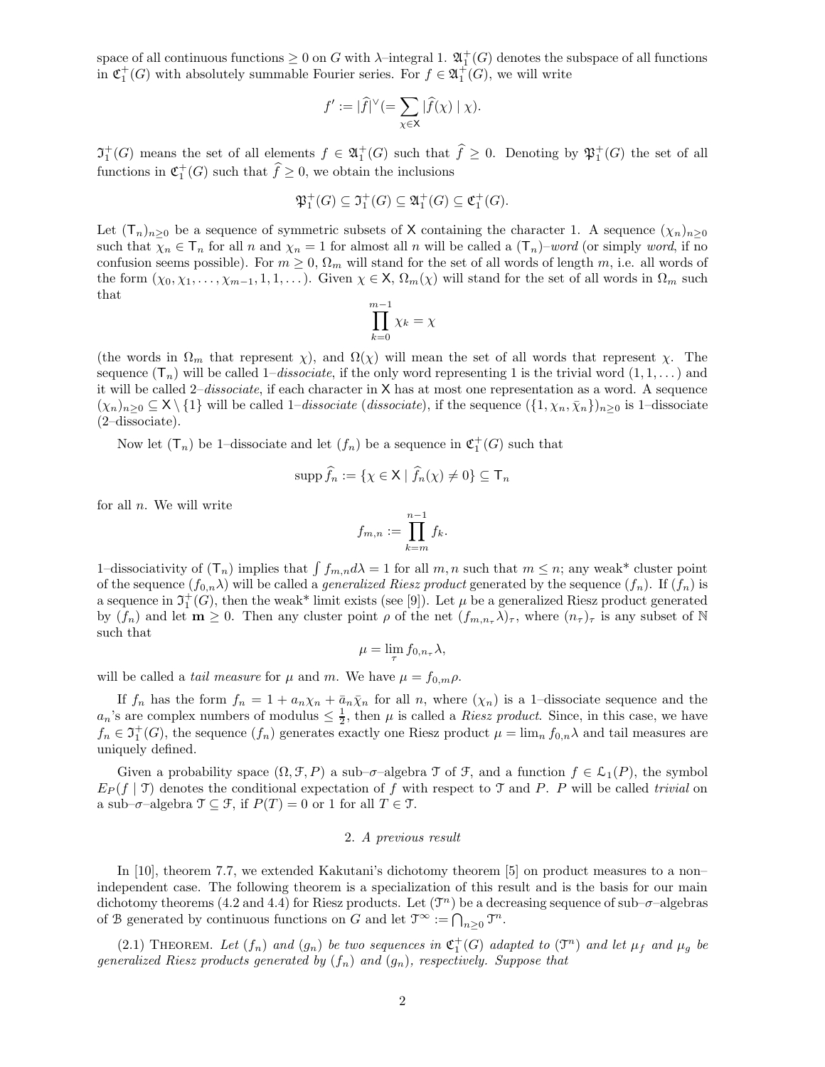space of all continuous functions $\geq 0$ on $G$ with $\lambda$–integral 1. $\mathfrak{A}_1^+(G)$ denotes the subspace of all functions in $\mathfrak{C}_1^+(G)$ with absolutely summable Fourier series. For $f \in \mathfrak{A}_1^+(G)$, we will write

$$f' := |\widehat{f}|^\vee (= \sum_{\chi \in \mathsf{X}} |\widehat{f}(\chi) \mid \chi).$$

$\mathfrak{I}_1^+(G)$ means the set of all elements $f \in \mathfrak{A}_1^+(G)$ such that $\widehat{f} \geq 0$. Denoting by $\mathfrak{P}_1^+(G)$ the set of all functions in $\mathfrak{C}_1^+(G)$ such that $\widehat{f} \geq 0$, we obtain the inclusions

$$\mathfrak{P}_1^+(G) \subseteq \mathfrak{I}_1^+(G) \subseteq \mathfrak{A}_1^+(G) \subseteq \mathfrak{C}_1^+(G).$$

Let $(\mathsf{T}_n)_{n\geq 0}$ be a sequence of symmetric subsets of $\mathsf{X}$ containing the character 1. A sequence $(\chi_n)_{n\geq 0}$ such that $\chi_n \in \mathsf{T}_n$ for all $n$ and $\chi_n = 1$ for almost all $n$ will be called a $(\mathsf{T}_n)$–*word* (or simply *word*, if no confusion seems possible). For $m \geq 0$, $\Omega_m$ will stand for the set of all words of length $m$, i.e. all words of the form $(\chi_0, \chi_1, \ldots, \chi_{m-1}, 1, 1, \ldots)$. Given $\chi \in \mathsf{X}$, $\Omega_m(\chi)$ will stand for the set of all words in $\Omega_m$ such that

$$\prod_{k=0}^{m-1} \chi_k = \chi$$

(the words in $\Omega_m$ that represent $\chi$), and $\Omega(\chi)$ will mean the set of all words that represent $\chi$. The sequence $(\mathsf{T}_n)$ will be called 1–*dissociate*, if the only word representing 1 is the trivial word $(1, 1, \ldots)$ and it will be called 2–*dissociate*, if each character in $\mathsf{X}$ has at most one representation as a word. A sequence $(\chi_n)_{n\geq 0} \subseteq \mathsf{X} \setminus \{1\}$ will be called 1–*dissociate* (*dissociate*), if the sequence $(\{1, \chi_n, \bar{\chi}_n\})_{n\geq 0}$ is 1–dissociate (2–dissociate).

Now let $(\mathsf{T}_n)$ be 1–dissociate and let $(f_n)$ be a sequence in $\mathfrak{C}_1^+(G)$ such that

$$\text{supp } \widehat{f}_n := \{\chi \in \mathsf{X} \mid \widehat{f}_n(\chi) \neq 0\} \subseteq \mathsf{T}_n$$

for all $n$. We will write

$$f_{m,n} := \prod_{k=m}^{n-1} f_k.$$

1–dissociativity of $(\mathsf{T}_n)$ implies that $\int f_{m,n} d\lambda = 1$ for all $m, n$ such that $m \leq n$; any weak* cluster point of the sequence $(f_{0,n}\lambda)$ will be called a *generalized Riesz product* generated by the sequence $(f_n)$. If $(f_n)$ is a sequence in $\mathfrak{I}_1^+(G)$, then the weak* limit exists (see [9]). Let $\mu$ be a generalized Riesz product generated by $(f_n)$ and let $\mathbf{m} \geq 0$. Then any cluster point $\rho$ of the net $(f_{m,n_\tau}\lambda)_\tau$, where $(n_\tau)_\tau$ is any subset of $\mathbb{N}$ such that

$$\mu = \lim_\tau f_{0,n_\tau}\lambda,$$

will be called a *tail measure* for $\mu$ and $m$. We have $\mu = f_{0,m}\rho$.

If $f_n$ has the form $f_n = 1 + a_n\chi_n + \bar{a}_n\bar{\chi}_n$ for all $n$, where $(\chi_n)$ is a 1–dissociate sequence and the $a_n$'s are complex numbers of modulus $\leq \frac{1}{2}$, then $\mu$ is called a *Riesz product*. Since, in this case, we have $f_n \in \mathfrak{I}_1^+(G)$, the sequence $(f_n)$ generates exactly one Riesz product $\mu = \lim_n f_{0,n}\lambda$ and tail measures are uniquely defined.

Given a probability space $(\Omega, \mathcal{F}, P)$ a sub–$\sigma$–algebra $\mathcal{T}$ of $\mathcal{F}$, and a function $f \in \mathcal{L}_1(P)$, the symbol $E_P(f \mid \mathcal{T})$ denotes the conditional expectation of $f$ with respect to $\mathcal{T}$ and $P$. $P$ will be called *trivial* on a sub–$\sigma$–algebra $\mathcal{T} \subseteq \mathcal{F}$, if $P(T) = 0$ or 1 for all $T \in \mathcal{T}$.

## 2. *A previous result*

In [10], theorem 7.7, we extended Kakutani's dichotomy theorem [5] on product measures to a non–independent case. The following theorem is a specialization of this result and is the basis for our main dichotomy theorems (4.2 and 4.4) for Riesz products. Let $(\mathcal{T}^n)$ be a decreasing sequence of sub–$\sigma$–algebras of $\mathcal{B}$ generated by continuous functions on $G$ and let $\mathcal{T}^\infty := \bigcap_{n\geq 0} \mathcal{T}^n$.

(2.1) THEOREM. *Let $(f_n)$ and $(g_n)$ be two sequences in $\mathfrak{C}_1^+(G)$ adapted to $(\mathcal{T}^n)$ and let $\mu_f$ and $\mu_g$ be generalized Riesz products generated by $(f_n)$ and $(g_n)$, respectively. Suppose that*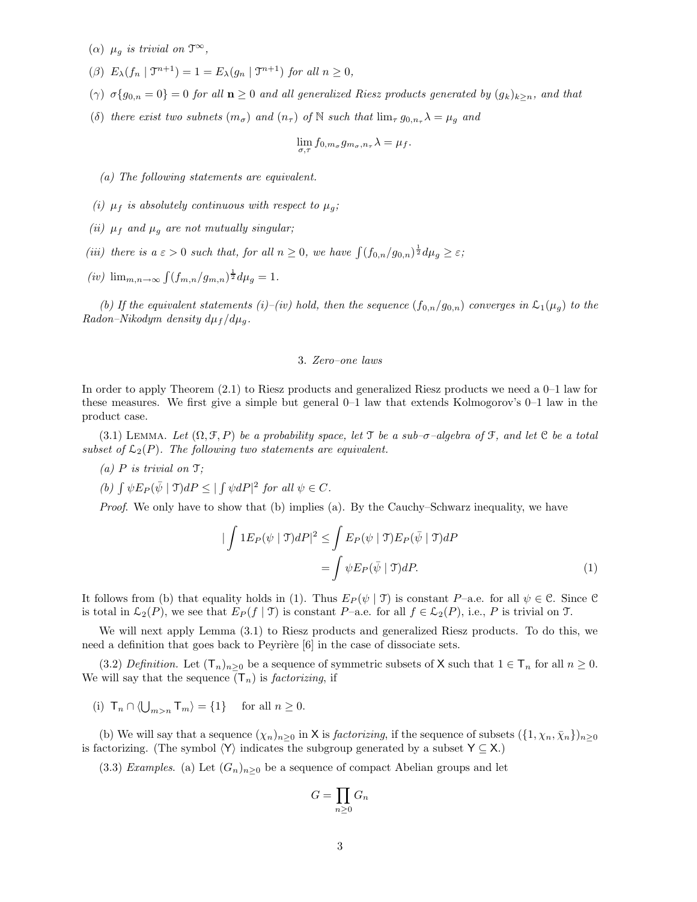($\alpha$) *$\mu_g$ is trivial on $\mathcal{T}^\infty$,*

($\beta$) *$E_\lambda(f_n \mid \mathcal{T}^{n+1}) = 1 = E_\lambda(g_n \mid \mathcal{T}^{n+1})$ for all $n \geq 0$,*

($\gamma$) *$\sigma\{g_{0,n} = 0\} = 0$ for all $\mathbf{n} \geq 0$ and all generalized Riesz products generated by $(g_k)_{k \geq n}$, and that*

($\delta$) *there exist two subnets $(m_\sigma)$ and $(n_\tau)$ of $\mathbb{N}$ such that $\lim_\tau g_{0,n_\tau}\lambda = \mu_g$ and*

$$\lim_{\sigma,\tau} f_{0,m_\sigma} g_{m_\sigma,n_\tau}\lambda = \mu_f.$$

*(a) The following statements are equivalent.*

*(i) $\mu_f$ is absolutely continuous with respect to $\mu_g$;*

*(ii) $\mu_f$ and $\mu_g$ are not mutually singular;*

*(iii) there is a $\varepsilon > 0$ such that, for all $n \geq 0$, we have $\int (f_{0,n}/g_{0,n})^{\frac{1}{2}} d\mu_g \geq \varepsilon$;*

*(iv) $\lim_{m,n\to\infty} \int (f_{m,n}/g_{m,n})^{\frac{1}{2}} d\mu_g = 1$.*

*(b) If the equivalent statements (i)–(iv) hold, then the sequence $(f_{0,n}/g_{0,n})$ converges in $\mathcal{L}_1(\mu_g)$ to the Radon–Nikodym density $d\mu_f/d\mu_g$.*

## 3. *Zero–one laws*

In order to apply Theorem (2.1) to Riesz products and generalized Riesz products we need a 0–1 law for these measures. We first give a simple but general 0–1 law that extends Kolmogorov's 0–1 law in the product case.

(3.1) Lemma. *Let $(\Omega, \mathcal{F}, P)$ be a probability space, let $\mathcal{T}$ be a sub–$\sigma$–algebra of $\mathcal{F}$, and let $\mathcal{C}$ be a total subset of $\mathcal{L}_2(P)$. The following two statements are equivalent.*

*(a) $P$ is trivial on $\mathcal{T}$;*

*(b) $\int \psi E_P(\bar{\psi} \mid \mathcal{T}) dP \leq |\int \psi dP|^2$ for all $\psi \in C$.*

*Proof.* We only have to show that (b) implies (a). By the Cauchy–Schwarz inequality, we have

$$\begin{aligned} |\int 1 E_P(\psi \mid \mathcal{T}) dP|^2 &\leq \int E_P(\psi \mid \mathcal{T}) E_P(\bar{\psi} \mid \mathcal{T}) dP \\ &= \int \psi E_P(\bar{\psi} \mid \mathcal{T}) dP. \end{aligned} \tag{1}$$

It follows from (b) that equality holds in (1). Thus $E_P(\psi \mid \mathcal{T})$ is constant $P$–a.e. for all $\psi \in \mathcal{C}$. Since $\mathcal{C}$ is total in $\mathcal{L}_2(P)$, we see that $E_P(f \mid \mathcal{T})$ is constant $P$–a.e. for all $f \in \mathcal{L}_2(P)$, i.e., $P$ is trivial on $\mathcal{T}$.

We will next apply Lemma (3.1) to Riesz products and generalized Riesz products. To do this, we need a definition that goes back to Peyrière [6] in the case of dissociate sets.

(3.2) *Definition.* Let $(\mathsf{T}_n)_{n\geq 0}$ be a sequence of symmetric subsets of $\mathsf{X}$ such that $1 \in \mathsf{T}_n$ for all $n \geq 0$. We will say that the sequence $(\mathsf{T}_n)$ is *factorizing*, if

(i) $\mathsf{T}_n \cap \langle \bigcup_{m>n} \mathsf{T}_m \rangle = \{1\}$ for all $n \geq 0$.

(b) We will say that a sequence $(\chi_n)_{n\geq 0}$ in $\mathsf{X}$ is *factorizing*, if the sequence of subsets $(\{1, \chi_n, \bar{\chi}_n\})_{n\geq 0}$ is factorizing. (The symbol $\langle \mathsf{Y} \rangle$ indicates the subgroup generated by a subset $\mathsf{Y} \subseteq \mathsf{X}$.)

(3.3) *Examples.* (a) Let $(G_n)_{n\geq 0}$ be a sequence of compact Abelian groups and let

$$G = \prod_{n\geq 0} G_n$$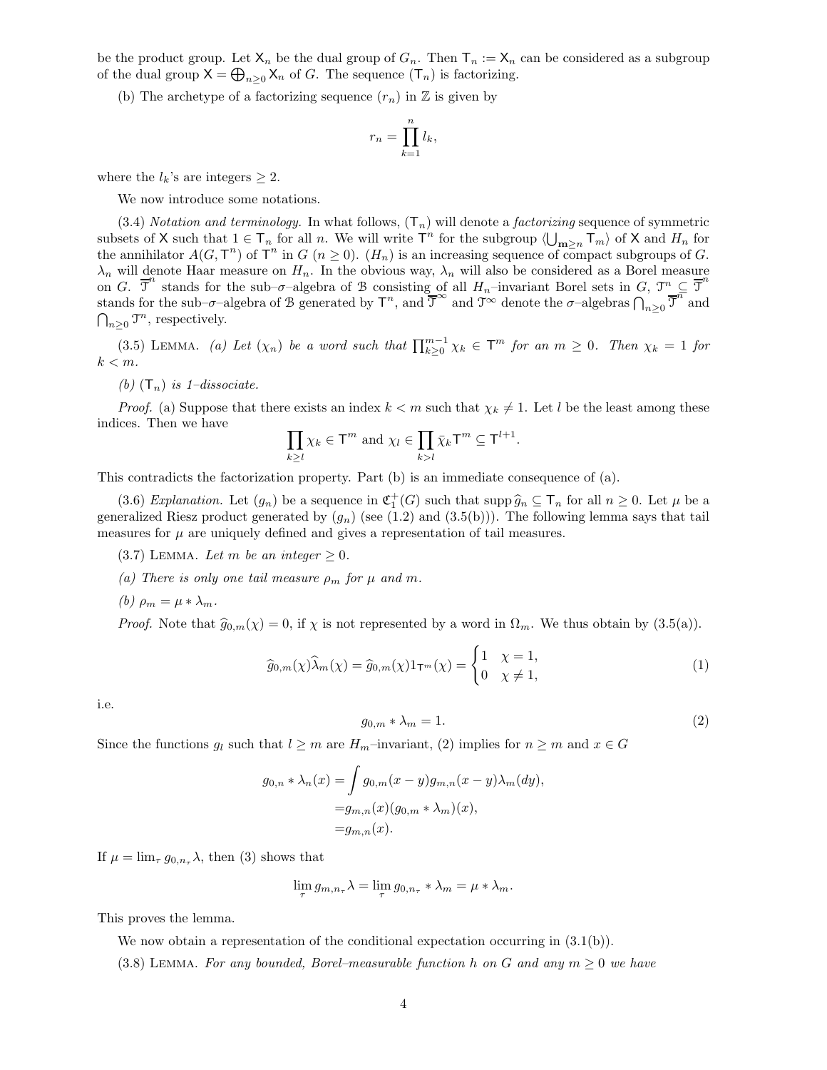be the product group. Let $\mathsf{X}_n$ be the dual group of $G_n$. Then $\mathsf{T}_n := \mathsf{X}_n$ can be considered as a subgroup of the dual group $\mathsf{X} = \bigoplus_{n\geq 0} \mathsf{X}_n$ of $G$. The sequence $(\mathsf{T}_n)$ is factorizing.

(b) The archetype of a factorizing sequence $(r_n)$ in $\mathbb{Z}$ is given by

$$r_n = \prod_{k=1}^{n} l_k,$$

where the $l_k$'s are integers $\geq 2$.

We now introduce some notations.

(3.4) *Notation and terminology.* In what follows, $(\mathsf{T}_n)$ will denote a *factorizing* sequence of symmetric subsets of $\mathsf{X}$ such that $1 \in \mathsf{T}_n$ for all $n$. We will write $\mathsf{T}^n$ for the subgroup $\langle \bigcup_{m\geq n} \mathsf{T}_m \rangle$ of $\mathsf{X}$ and $H_n$ for the annihilator $A(G, \mathsf{T}^n)$ of $\mathsf{T}^n$ in $G$ ($n \geq 0$). $(H_n)$ is an increasing sequence of compact subgroups of $G$. $\lambda_n$ will denote Haar measure on $H_n$. In the obvious way, $\lambda_n$ will also be considered as a Borel measure on $G$. $\overline{\mathcal{T}}^n$ stands for the sub–$\sigma$–algebra of $\mathcal{B}$ consisting of all $H_n$–invariant Borel sets in $G$, $\mathcal{T}^n \subseteq \overline{\mathcal{T}}^n$ stands for the sub–$\sigma$–algebra of $\mathcal{B}$ generated by $\mathsf{T}^n$, and $\overline{\mathcal{T}}^\infty$ and $\mathcal{T}^\infty$ denote the $\sigma$–algebras $\bigcap_{n\geq 0} \overline{\mathcal{T}}^n$ and $\bigcap_{n\geq 0} \mathcal{T}^n$, respectively.

(3.5) Lemma. *(a) Let $(\chi_n)$ be a word such that $\prod_{k\geq 0}^{m-1} \chi_k \in \mathsf{T}^m$ for an $m \geq 0$. Then $\chi_k = 1$ for $k < m$.*

*(b) $(\mathsf{T}_n)$ is 1–dissociate.*

*Proof.* (a) Suppose that there exists an index $k < m$ such that $\chi_k \neq 1$. Let $l$ be the least among these indices. Then we have

$$\prod_{k\geq l} \chi_k \in \mathsf{T}^m \text{ and } \chi_l \in \prod_{k>l} \bar{\chi}_k \mathsf{T}^m \subseteq \mathsf{T}^{l+1}.$$

This contradicts the factorization property. Part (b) is an immediate consequence of (a).

(3.6) *Explanation.* Let $(g_n)$ be a sequence in $\mathfrak{C}_1^+(G)$ such that $\operatorname{supp} \widehat{g}_n \subseteq \mathsf{T}_n$ for all $n \geq 0$. Let $\mu$ be a generalized Riesz product generated by $(g_n)$ (see (1.2) and (3.5(b))). The following lemma says that tail measures for $\mu$ are uniquely defined and gives a representation of tail measures.

(3.7) Lemma. *Let $m$ be an integer $\geq 0$.*

*(a) There is only one tail measure $\rho_m$ for $\mu$ and $m$.*

*(b) $\rho_m = \mu * \lambda_m$.*

*Proof.* Note that $\widehat{g}_{0,m}(\chi) = 0$, if $\chi$ is not represented by a word in $\Omega_m$. We thus obtain by (3.5(a)).

$$\widehat{g}_{0,m}(\chi)\widehat{\lambda}_m(\chi) = \widehat{g}_{0,m}(\chi) 1_{\mathsf{T}^m}(\chi) = \begin{cases} 1 & \chi = 1, \\ 0 & \chi \neq 1, \end{cases} \tag{1}$$

i.e.

$$g_{0,m} * \lambda_m = 1. \tag{2}$$

Since the functions $g_l$ such that $l \geq m$ are $H_m$–invariant, (2) implies for $n \geq m$ and $x \in G$

$$\begin{aligned} g_{0,n} * \lambda_n(x) &= \int g_{0,m}(x-y) g_{m,n}(x-y) \lambda_m(dy), \\ &= g_{m,n}(x)(g_{0,m} * \lambda_m)(x), \\ &= g_{m,n}(x). \end{aligned}$$

If $\mu = \lim_\tau g_{0,n_\tau}\lambda$, then (3) shows that

$$\lim_\tau g_{m,n_\tau}\lambda = \lim_\tau g_{0,n_\tau} * \lambda_m = \mu * \lambda_m.$$

This proves the lemma.

We now obtain a representation of the conditional expectation occurring in (3.1(b)).

(3.8) Lemma. *For any bounded, Borel–measurable function $h$ on $G$ and any $m \geq 0$ we have*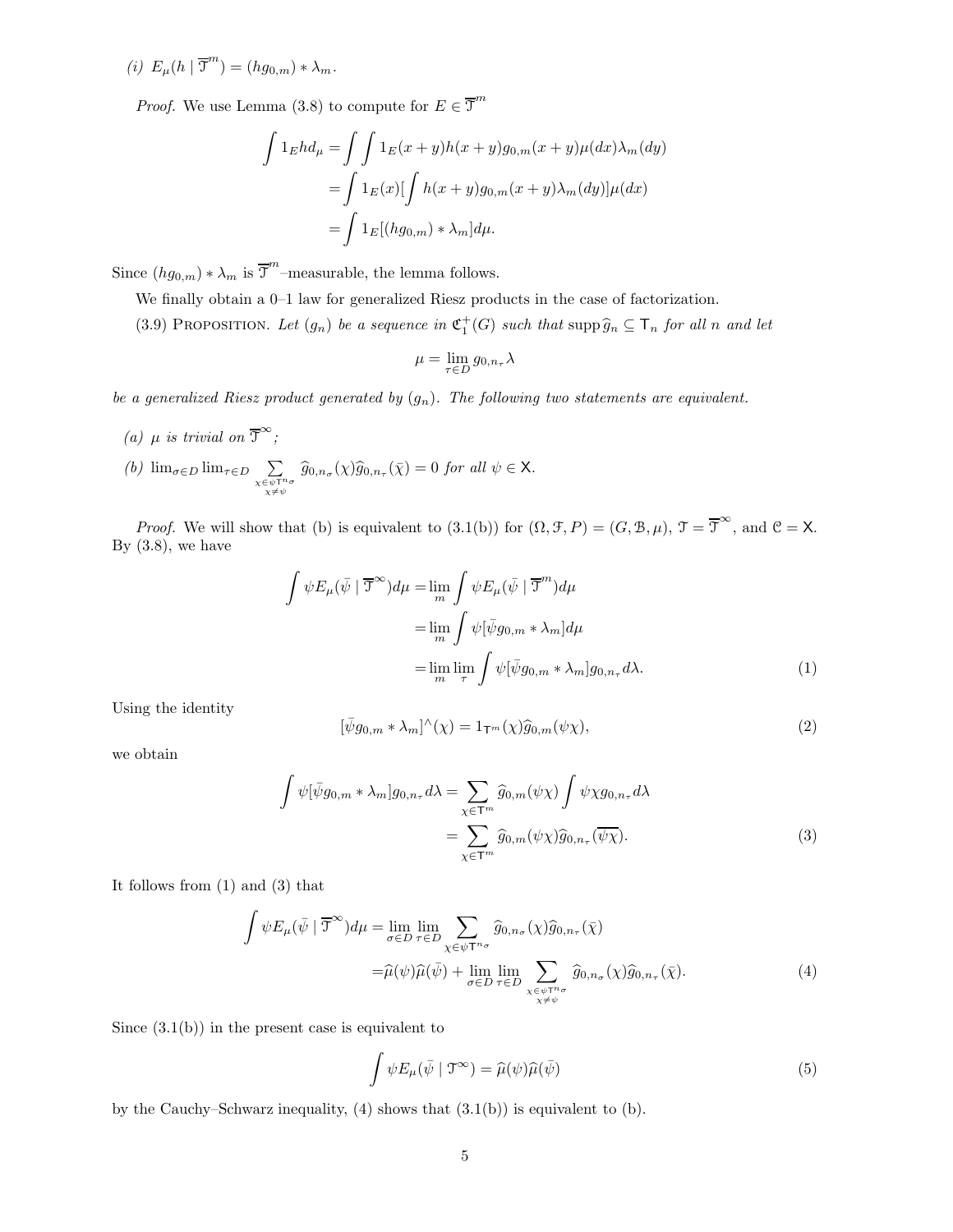(i) $E_\mu(h \mid \overline{\mathcal{T}}^m) = (hg_{0,m}) * \lambda_m$.

*Proof.* We use Lemma (3.8) to compute for $E \in \overline{\mathcal{T}}^m$

$$\begin{aligned}
\int 1_E h d_\mu &= \int \int 1_E(x+y)h(x+y)g_{0,m}(x+y)\mu(dx)\lambda_m(dy) \\
&= \int 1_E(x)[\int h(x+y)g_{0,m}(x+y)\lambda_m(dy)]\mu(dx) \\
&= \int 1_E[(hg_{0,m}) * \lambda_m]d\mu.
\end{aligned}$$

Since $(hg_{0,m}) * \lambda_m$ is $\overline{\mathcal{T}}^m$–measurable, the lemma follows.

We finally obtain a 0–1 law for generalized Riesz products in the case of factorization.

(3.9) Proposition. *Let $(g_n)$ be a sequence in $\mathfrak{C}_1^+(G)$ such that $\operatorname{supp} \widehat{g}_n \subseteq \mathsf{T}_n$ for all $n$ and let*

$$\mu = \lim_{\tau \in D} g_{0,n_\tau}\lambda$$

*be a generalized Riesz product generated by $(g_n)$. The following two statements are equivalent.*

- *(a) $\mu$ is trivial on $\overline{\mathcal{T}}^\infty$;*
- *(b) $\lim_{\sigma \in D} \lim_{\tau \in D} \sum_{\substack{\chi \in \psi \mathsf{T}^{n_\sigma} \\ \chi \neq \psi}} \widehat{g}_{0,n_\sigma}(\chi)\widehat{g}_{0,n_\tau}(\bar{\chi}) = 0$ for all $\psi \in \mathsf{X}$.*

*Proof.* We will show that (b) is equivalent to (3.1(b)) for $(\Omega, \mathcal{F}, P) = (G, \mathcal{B}, \mu)$, $\mathcal{T} = \overline{\mathcal{T}}^\infty$, and $\mathcal{C} = \mathsf{X}$. By (3.8), we have

$$\begin{aligned}
\int \psi E_\mu(\bar{\psi} \mid \overline{\mathcal{T}}^\infty)d\mu &= \lim_m \int \psi E_\mu(\bar{\psi} \mid \overline{\mathcal{T}}^m)d\mu \\
&= \lim_m \int \psi[\bar{\psi}g_{0,m} * \lambda_m]d\mu \\
&= \lim_m \lim_\tau \int \psi[\bar{\psi}g_{0,m} * \lambda_m]g_{0,n_\tau}d\lambda. \qquad (1)
\end{aligned}$$

Using the identity

$$[\bar{\psi}g_{0,m} * \lambda_m]^\wedge(\chi) = 1_{\mathsf{T}^m}(\chi)\widehat{g}_{0,m}(\psi\chi), \qquad (2)$$

we obtain

$$\begin{aligned}
\int \psi[\bar{\psi}g_{0,m} * \lambda_m]g_{0,n_\tau}d\lambda &= \sum_{\chi \in \mathsf{T}^m} \widehat{g}_{0,m}(\psi\chi) \int \psi\chi g_{0,n_\tau}d\lambda \\
&= \sum_{\chi \in \mathsf{T}^m} \widehat{g}_{0,m}(\psi\chi)\widehat{g}_{0,n_\tau}(\overline{\psi\chi}). \qquad (3)
\end{aligned}$$

It follows from (1) and (3) that

$$\begin{aligned}
\int \psi E_\mu(\bar{\psi} \mid \overline{\mathcal{T}}^\infty)d\mu &= \lim_{\sigma \in D} \lim_{\tau \in D} \sum_{\chi \in \psi \mathsf{T}^{n_\sigma}} \widehat{g}_{0,n_\sigma}(\chi)\widehat{g}_{0,n_\tau}(\bar{\chi}) \\
&= \widehat{\mu}(\psi)\widehat{\mu}(\bar{\psi}) + \lim_{\sigma \in D} \lim_{\tau \in D} \sum_{\substack{\chi \in \psi \mathsf{T}^{n_\sigma} \\ \chi \neq \psi}} \widehat{g}_{0,n_\sigma}(\chi)\widehat{g}_{0,n_\tau}(\bar{\chi}). \qquad (4)
\end{aligned}$$

Since (3.1(b)) in the present case is equivalent to

$$\int \psi E_\mu(\bar{\psi} \mid \mathcal{T}^\infty) = \widehat{\mu}(\psi)\widehat{\mu}(\bar{\psi}) \qquad (5)$$

by the Cauchy–Schwarz inequality, (4) shows that (3.1(b)) is equivalent to (b).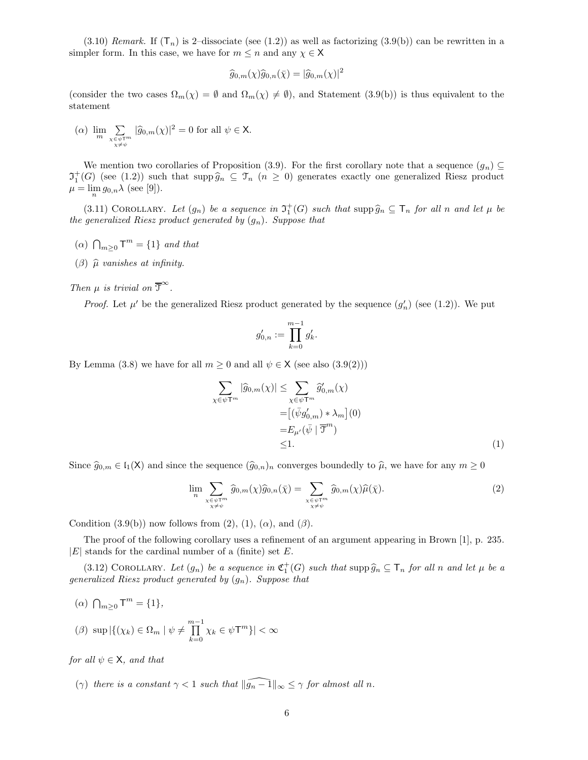(3.10) *Remark.* If $(\mathsf{T}_n)$ is 2–dissociate (see (1.2)) as well as factorizing (3.9(b)) can be rewritten in a simpler form. In this case, we have for $m \le n$ and any $\chi \in \mathsf{X}$

$$\widehat{g}_{0,m}(\chi)\widehat{g}_{0,n}(\bar{\chi}) = |\widehat{g}_{0,m}(\chi)|^2$$

(consider the two cases $\Omega_m(\chi) = \emptyset$ and $\Omega_m(\chi) \neq \emptyset$), and Statement (3.9(b)) is thus equivalent to the statement

($\alpha$) $\lim\limits_m \sum\limits_{\substack{\chi \in \psi\mathsf{T}^m \\ \chi \neq \psi}} |\widehat{g}_{0,m}(\chi)|^2 = 0$ for all $\psi \in \mathsf{X}$.

We mention two corollaries of Proposition (3.9). For the first corollary note that a sequence $(g_n) \subseteq \mathfrak{I}_1^+(G)$ (see (1.2)) such that $\operatorname{supp} \widehat{g}_n \subseteq \mathfrak{T}_n$ $(n \ge 0)$ generates exactly one generalized Riesz product $\mu = \lim\limits_n g_{0,n}\lambda$ (see [9]).

(3.11) COROLLARY. *Let $(g_n)$ be a sequence in $\mathfrak{I}_1^+(G)$ such that $\operatorname{supp} \widehat{g}_n \subseteq \mathsf{T}_n$ for all $n$ and let $\mu$ be the generalized Riesz product generated by $(g_n)$. Suppose that*

($\alpha$) $\bigcap_{m \ge 0} \mathsf{T}^m = \{1\}$ *and that*

($\beta$) $\widehat{\mu}$ *vanishes at infinity.*

*Then $\mu$ is trivial on $\overline{\mathfrak{T}}^{\infty}$.*

*Proof.* Let $\mu'$ be the generalized Riesz product generated by the sequence $(g'_n)$ (see (1.2)). We put

$$g'_{0,n} := \prod_{k=0}^{m-1} g'_k.$$

By Lemma (3.8) we have for all $m \ge 0$ and all $\psi \in \mathsf{X}$ (see also (3.9(2)))

$$\begin{aligned}
\sum_{\chi \in \psi\mathsf{T}^m} |\widehat{g}_{0,m}(\chi)| \le & \sum_{\chi \in \psi\mathsf{T}^m} \widehat{g}'_{0,m}(\chi) \\
= & \big[(\bar{\psi} g'_{0,m}) * \lambda_m\big](0) \\
= & E_{\mu'}(\bar{\psi} \mid \overline{\mathfrak{T}}^m) \\
\le & 1.
\end{aligned} \tag{1}$$

Since $\widehat{g}_{0,m} \in \mathfrak{l}_1(\mathsf{X})$ and since the sequence $(\widehat{g}_{0,n})_n$ converges boundedly to $\widehat{\mu}$, we have for any $m \ge 0$

$$\lim_n \sum_{\substack{\chi \in \psi\mathsf{T}^m \\ \chi \neq \psi}} \widehat{g}_{0,m}(\chi)\widehat{g}_{0,n}(\bar{\chi}) = \sum_{\substack{\chi \in \psi\mathsf{T}^m \\ \chi \neq \psi}} \widehat{g}_{0,m}(\chi)\widehat{\mu}(\bar{\chi}). \tag{2}$$

Condition (3.9(b)) now follows from (2), (1), ($\alpha$), and ($\beta$).

The proof of the following corollary uses a refinement of an argument appearing in Brown [1], p. 235. $|E|$ stands for the cardinal number of a (finite) set $E$.

(3.12) COROLLARY. *Let $(g_n)$ be a sequence in $\mathfrak{C}_1^+(G)$ such that $\operatorname{supp} \widehat{g}_n \subseteq \mathsf{T}_n$ for all $n$ and let $\mu$ be a generalized Riesz product generated by $(g_n)$. Suppose that*

($\alpha$) $\bigcap_{m \ge 0} \mathsf{T}^m = \{1\}$,

($\beta$) $\sup |\{(\chi_k) \in \Omega_m \mid \psi \neq \prod\limits_{k=0}^{m-1} \chi_k \in \psi\mathsf{T}^m\}| < \infty$

*for all $\psi \in \mathsf{X}$, and that*

($\gamma$) *there is a constant $\gamma < 1$ such that $\|\widehat{g_n - 1}\|_\infty \le \gamma$ for almost all $n$.*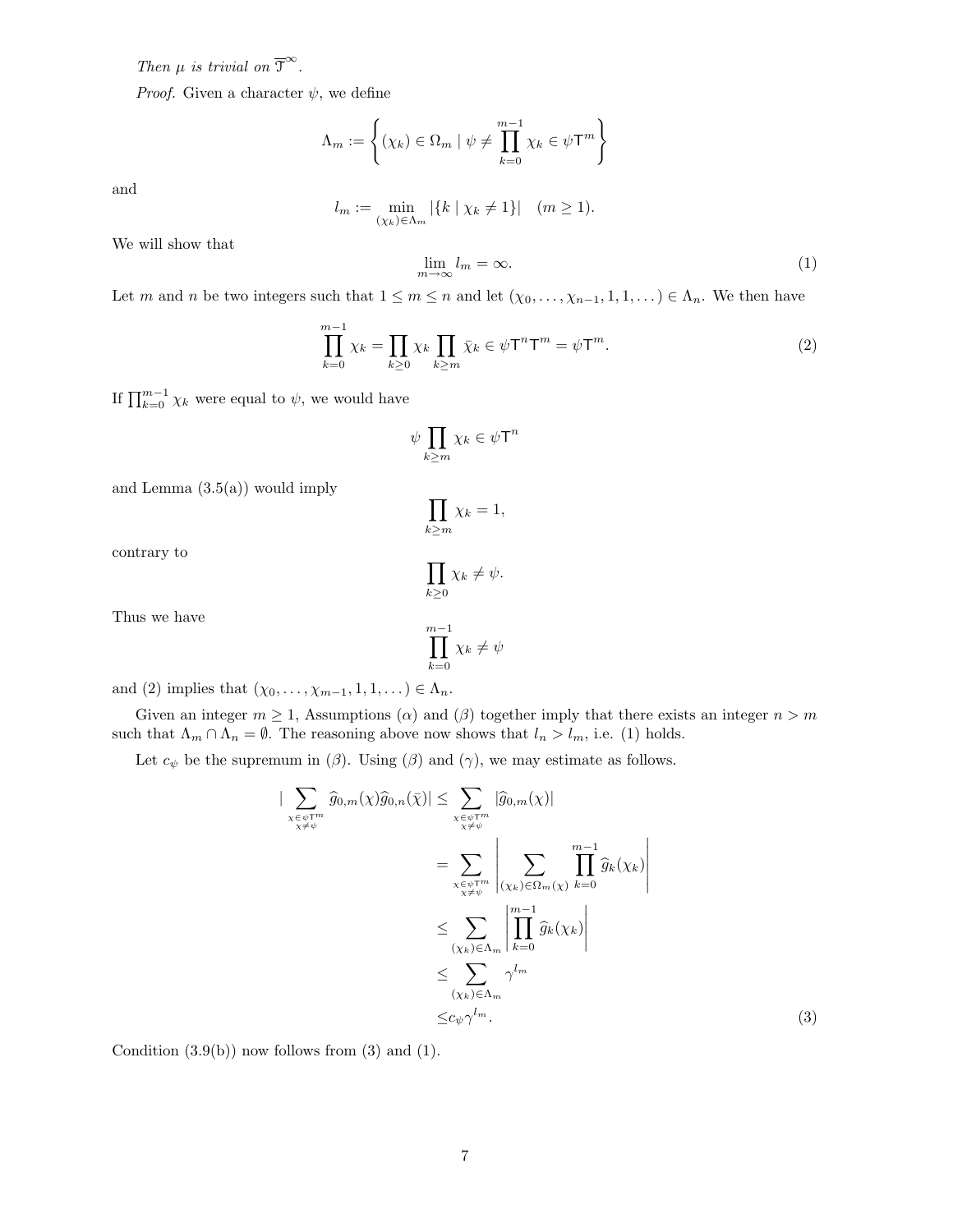*Then $\mu$ is trivial on $\overline{\mathfrak{T}}^{\infty}$.*

*Proof.* Given a character $\psi$, we define

$$\Lambda_m := \left\{ (\chi_k) \in \Omega_m \mid \psi \neq \prod_{k=0}^{m-1} \chi_k \in \psi \mathsf{T}^m \right\}$$

and

$$l_m := \min_{(\chi_k) \in \Lambda_m} |\{k \mid \chi_k \neq 1\}| \quad (m \geq 1).$$

We will show that

$$\lim_{m \to \infty} l_m = \infty. \tag{1}$$

Let $m$ and $n$ be two integers such that $1 \leq m \leq n$ and let $(\chi_0, \ldots, \chi_{n-1}, 1, 1, \ldots) \in \Lambda_n$. We then have

$$\prod_{k=0}^{m-1} \chi_k = \prod_{k \geq 0} \chi_k \prod_{k \geq m} \bar{\chi}_k \in \psi \mathsf{T}^n \mathsf{T}^m = \psi \mathsf{T}^m. \tag{2}$$

If $\prod_{k=0}^{m-1} \chi_k$ were equal to $\psi$, we would have

$$\psi \prod_{k \geq m} \chi_k \in \psi \mathsf{T}^n$$

and Lemma (3.5(a)) would imply

$$\prod_{k \geq m} \chi_k = 1,$$

contrary to

$$\prod_{k \geq 0} \chi_k \neq \psi.$$

Thus we have

$$\prod_{k=0}^{m-1} \chi_k \neq \psi$$

and (2) implies that $(\chi_0, \ldots, \chi_{m-1}, 1, 1, \ldots) \in \Lambda_n$.

Given an integer $m \geq 1$, Assumptions ($\alpha$) and ($\beta$) together imply that there exists an integer $n > m$ such that $\Lambda_m \cap \Lambda_n = \emptyset$. The reasoning above now shows that $l_n > l_m$, i.e. (1) holds.

Let $c_\psi$ be the supremum in ($\beta$). Using ($\beta$) and ($\gamma$), we may estimate as follows.

$$\begin{aligned}
\Big| \sum_{\substack{\chi \in \psi \mathsf{T}^m \\ \chi \neq \psi}} \widehat{g}_{0,m}(\chi) \widehat{g}_{0,n}(\bar{\chi}) \Big| &\leq \sum_{\substack{\chi \in \psi \mathsf{T}^m \\ \chi \neq \psi}} |\widehat{g}_{0,m}(\chi)| \\
&= \sum_{\substack{\chi \in \psi \mathsf{T}^m \\ \chi \neq \psi}} \left| \sum_{(\chi_k) \in \Omega_m(\chi)} \prod_{k=0}^{m-1} \widehat{g}_k(\chi_k) \right| \\
&\leq \sum_{(\chi_k) \in \Lambda_m} \left| \prod_{k=0}^{m-1} \widehat{g}_k(\chi_k) \right| \\
&\leq \sum_{(\chi_k) \in \Lambda_m} \gamma^{l_m} \\
&\leq c_\psi \gamma^{l_m}.
\end{aligned} \tag{3}$$

Condition (3.9(b)) now follows from (3) and (1).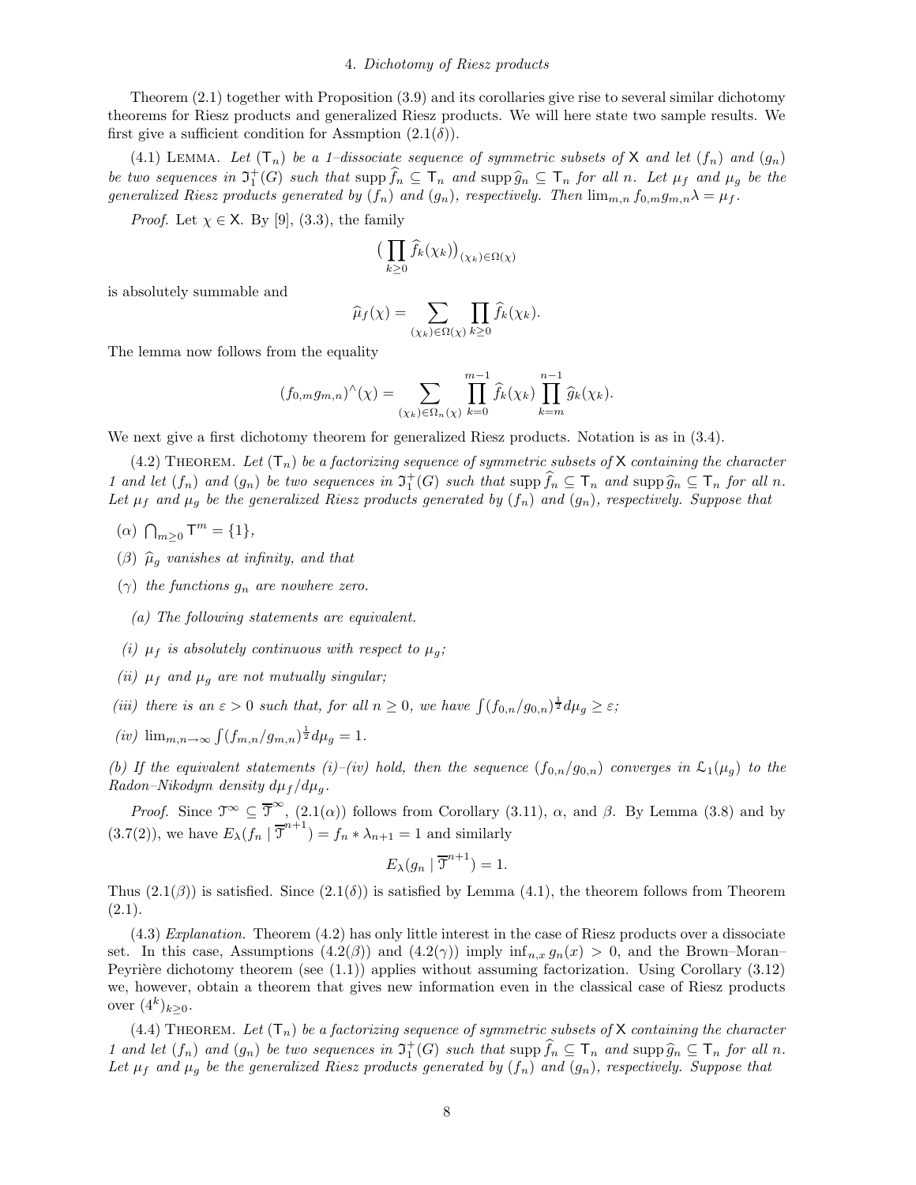## 4. *Dichotomy of Riesz products*

Theorem (2.1) together with Proposition (3.9) and its corollaries give rise to several similar dichotomy theorems for Riesz products and generalized Riesz products. We will here state two sample results. We first give a sufficient condition for Assmption (2.1($\delta$)).

(4.1) Lemma. *Let $(\mathsf{T}_n)$ be a 1–dissociate sequence of symmetric subsets of $\mathsf{X}$ and let $(f_n)$ and $(g_n)$ be two sequences in $\mathfrak{I}_1^+(G)$ such that $\operatorname{supp} \widehat{f}_n \subseteq \mathsf{T}_n$ and $\operatorname{supp} \widehat{g}_n \subseteq \mathsf{T}_n$ for all $n$. Let $\mu_f$ and $\mu_g$ be the generalized Riesz products generated by $(f_n)$ and $(g_n)$, respectively. Then $\lim_{m,n} f_{0,m} g_{m,n} \lambda = \mu_f$.*

*Proof.* Let $\chi \in \mathsf{X}$. By [9], (3.3), the family

$$\big(\prod_{k\geq 0} \widehat{f}_k(\chi_k)\big)_{(\chi_k)\in\Omega(\chi)}$$

is absolutely summable and

$$\widehat{\mu}_f(\chi) = \sum_{(\chi_k)\in\Omega(\chi)} \prod_{k\geq 0} \widehat{f}_k(\chi_k).$$

The lemma now follows from the equality

$$(f_{0,m} g_{m,n})^\wedge(\chi) = \sum_{(\chi_k)\in\Omega_n(\chi)} \prod_{k=0}^{m-1} \widehat{f}_k(\chi_k) \prod_{k=m}^{n-1} \widehat{g}_k(\chi_k).$$

We next give a first dichotomy theorem for generalized Riesz products. Notation is as in (3.4).

(4.2) Theorem. *Let $(\mathsf{T}_n)$ be a factorizing sequence of symmetric subsets of $\mathsf{X}$ containing the character 1 and let $(f_n)$ and $(g_n)$ be two sequences in $\mathfrak{I}_1^+(G)$ such that $\operatorname{supp} \widehat{f}_n \subseteq \mathsf{T}_n$ and $\operatorname{supp} \widehat{g}_n \subseteq \mathsf{T}_n$ for all $n$. Let $\mu_f$ and $\mu_g$ be the generalized Riesz products generated by $(f_n)$ and $(g_n)$, respectively. Suppose that*

($\alpha$) *$\bigcap_{m\geq 0} \mathsf{T}^m = \{1\}$,*

($\beta$) *$\widehat{\mu}_g$ vanishes at infinity, and that*

($\gamma$) *the functions $g_n$ are nowhere zero.*

*(a) The following statements are equivalent.*

*(i) $\mu_f$ is absolutely continuous with respect to $\mu_g$;*

*(ii) $\mu_f$ and $\mu_g$ are not mutually singular;*

*(iii) there is an $\varepsilon > 0$ such that, for all $n \geq 0$, we have $\int (f_{0,n}/g_{0,n})^{\frac{1}{2}} d\mu_g \geq \varepsilon$;*

*(iv) $\lim_{m,n\to\infty} \int (f_{m,n}/g_{m,n})^{\frac{1}{2}} d\mu_g = 1$.*

*(b) If the equivalent statements (i)–(iv) hold, then the sequence $(f_{0,n}/g_{0,n})$ converges in $\mathcal{L}_1(\mu_g)$ to the Radon–Nikodym density $d\mu_f/d\mu_g$.*

*Proof.* Since $\mathfrak{T}^\infty \subseteq \overline{\mathfrak{T}}^\infty$, (2.1($\alpha$)) follows from Corollary (3.11), $\alpha$, and $\beta$. By Lemma (3.8) and by (3.7(2)), we have $E_\lambda(f_n \mid \overline{\mathfrak{T}}^{n+1}) = f_n * \lambda_{n+1} = 1$ and similarly

$$E_\lambda(g_n \mid \overline{\mathfrak{T}}^{n+1}) = 1.$$

Thus (2.1($\beta$)) is satisfied. Since (2.1($\delta$)) is satisfied by Lemma (4.1), the theorem follows from Theorem (2.1).

(4.3) *Explanation.* Theorem (4.2) has only little interest in the case of Riesz products over a dissociate set. In this case, Assumptions (4.2($\beta$)) and (4.2($\gamma$)) imply $\inf_{n,x} g_n(x) > 0$, and the Brown–Moran–Peyrière dichotomy theorem (see (1.1)) applies without assuming factorization. Using Corollary (3.12) we, however, obtain a theorem that gives new information even in the classical case of Riesz products over $(4^k)_{k\geq 0}$.

(4.4) Theorem. *Let $(\mathsf{T}_n)$ be a factorizing sequence of symmetric subsets of $\mathsf{X}$ containing the character 1 and let $(f_n)$ and $(g_n)$ be two sequences in $\mathfrak{I}_1^+(G)$ such that $\operatorname{supp} \widehat{f}_n \subseteq \mathsf{T}_n$ and $\operatorname{supp} \widehat{g}_n \subseteq \mathsf{T}_n$ for all $n$. Let $\mu_f$ and $\mu_g$ be the generalized Riesz products generated by $(f_n)$ and $(g_n)$, respectively. Suppose that*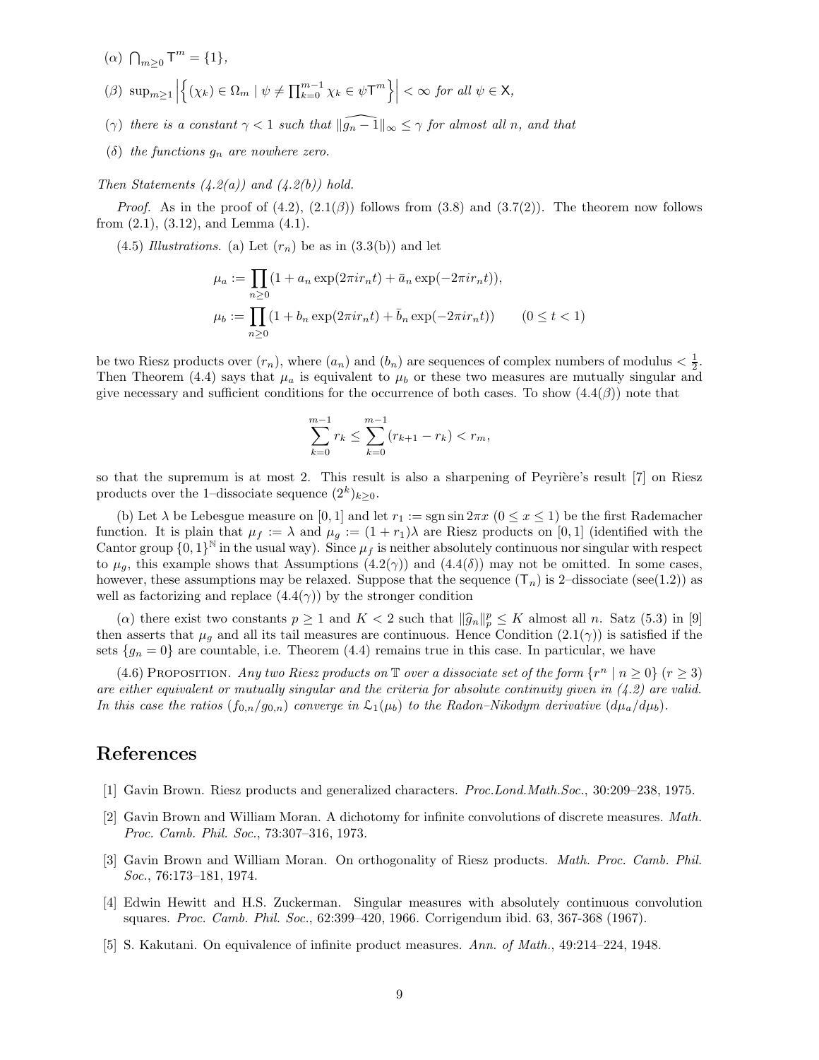($\alpha$) $\bigcap_{m\geq 0} \mathsf{T}^m = \{1\}$,

($\beta$) $\sup_{m\geq 1} \left|\left\{(\chi_k) \in \Omega_m \mid \psi \neq \prod_{k=0}^{m-1} \chi_k \in \psi\mathsf{T}^m\right\}\right| < \infty$ *for all* $\psi \in \mathsf{X}$,

($\gamma$) *there is a constant* $\gamma < 1$ *such that* $\|\widehat{g_n - 1}\|_\infty \leq \gamma$ *for almost all* $n$*, and that*

($\delta$) *the functions* $g_n$ *are nowhere zero.*

*Then Statements (4.2(a)) and (4.2(b)) hold.*

*Proof.* As in the proof of (4.2), (2.1($\beta$)) follows from (3.8) and (3.7(2)). The theorem now follows from (2.1), (3.12), and Lemma (4.1).

(4.5) *Illustrations.* (a) Let $(r_n)$ be as in (3.3(b)) and let

$$\mu_a := \prod_{n\geq 0} (1 + a_n \exp(2\pi i r_n t) + \bar{a}_n \exp(-2\pi i r_n t)),$$
$$\mu_b := \prod_{n\geq 0} (1 + b_n \exp(2\pi i r_n t) + \bar{b}_n \exp(-2\pi i r_n t)) \qquad (0 \leq t < 1)$$

be two Riesz products over $(r_n)$, where $(a_n)$ and $(b_n)$ are sequences of complex numbers of modulus $< \frac{1}{2}$. Then Theorem (4.4) says that $\mu_a$ is equivalent to $\mu_b$ or these two measures are mutually singular and give necessary and sufficient conditions for the occurrence of both cases. To show (4.4($\beta$)) note that

$$\sum_{k=0}^{m-1} r_k \leq \sum_{k=0}^{m-1} (r_{k+1} - r_k) < r_m,$$

so that the supremum is at most 2. This result is also a sharpening of Peyrière's result [7] on Riesz products over the 1–dissociate sequence $(2^k)_{k\geq 0}$.

(b) Let $\lambda$ be Lebesgue measure on $[0, 1]$ and let $r_1 := \operatorname{sgn} \sin 2\pi x$ $(0 \leq x \leq 1)$ be the first Rademacher function. It is plain that $\mu_f := \lambda$ and $\mu_g := (1 + r_1)\lambda$ are Riesz products on $[0, 1]$ (identified with the Cantor group $\{0, 1\}^{\mathbb{N}}$ in the usual way). Since $\mu_f$ is neither absolutely continuous nor singular with respect to $\mu_g$, this example shows that Assumptions (4.2($\gamma$)) and (4.4($\delta$)) may not be omitted. In some cases, however, these assumptions may be relaxed. Suppose that the sequence $(\mathsf{T}_n)$ is 2–dissociate (see(1.2)) as well as factorizing and replace (4.4($\gamma$)) by the stronger condition

($\alpha$) there exist two constants $p \geq 1$ and $K < 2$ such that $\|\widehat{g}_n\|_p^p \leq K$ almost all $n$. Satz (5.3) in [9] then asserts that $\mu_g$ and all its tail measures are continuous. Hence Condition (2.1($\gamma$)) is satisfied if the sets $\{g_n = 0\}$ are countable, i.e. Theorem (4.4) remains true in this case. In particular, we have

(4.6) Proposition. *Any two Riesz products on* $\mathbb{T}$ *over a dissociate set of the form* $\{r^n \mid n \geq 0\}$ $(r \geq 3)$ *are either equivalent or mutually singular and the criteria for absolute continuity given in (4.2) are valid. In this case the ratios* $(f_{0,n}/g_{0,n})$ *converge in* $\mathcal{L}_1(\mu_b)$ *to the Radon–Nikodym derivative* $(d\mu_a/d\mu_b)$.

# References

[1] Gavin Brown. Riesz products and generalized characters. *Proc.Lond.Math.Soc.*, 30:209–238, 1975.

[2] Gavin Brown and William Moran. A dichotomy for infinite convolutions of discrete measures. *Math. Proc. Camb. Phil. Soc.*, 73:307–316, 1973.

[3] Gavin Brown and William Moran. On orthogonality of Riesz products. *Math. Proc. Camb. Phil. Soc.*, 76:173–181, 1974.

[4] Edwin Hewitt and H.S. Zuckerman. Singular measures with absolutely continuous convolution squares. *Proc. Camb. Phil. Soc.*, 62:399–420, 1966. Corrigendum ibid. 63, 367-368 (1967).

[5] S. Kakutani. On equivalence of infinite product measures. *Ann. of Math.*, 49:214–224, 1948.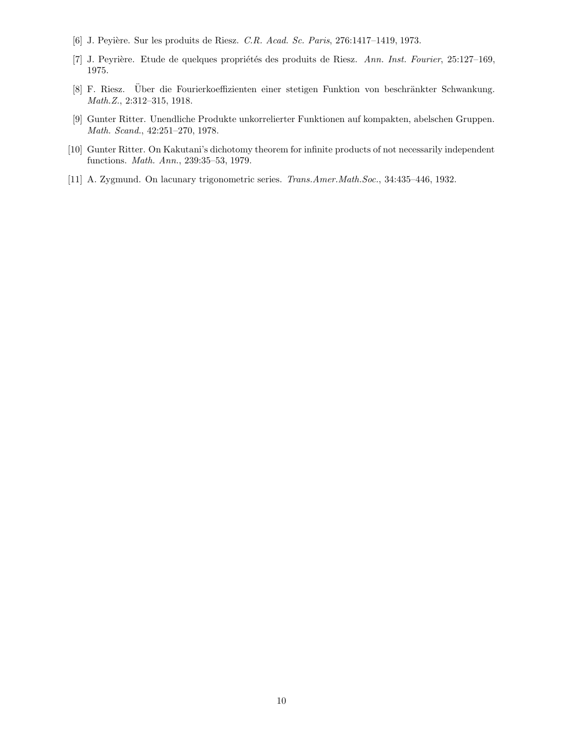[6] J. Peyière. Sur les produits de Riesz. *C.R. Acad. Sc. Paris*, 276:1417–1419, 1973.

[7] J. Peyrière. Etude de quelques propriétés des produits de Riesz. *Ann. Inst. Fourier*, 25:127–169, 1975.

[8] F. Riesz. Über die Fourierkoeffizienten einer stetigen Funktion von beschränkter Schwankung. *Math.Z.*, 2:312–315, 1918.

[9] Gunter Ritter. Unendliche Produkte unkorrelierter Funktionen auf kompakten, abelschen Gruppen. *Math. Scand.*, 42:251–270, 1978.

[10] Gunter Ritter. On Kakutani's dichotomy theorem for infinite products of not necessarily independent functions. *Math. Ann.*, 239:35–53, 1979.

[11] A. Zygmund. On lacunary trigonometric series. *Trans.Amer.Math.Soc.*, 34:435–446, 1932.